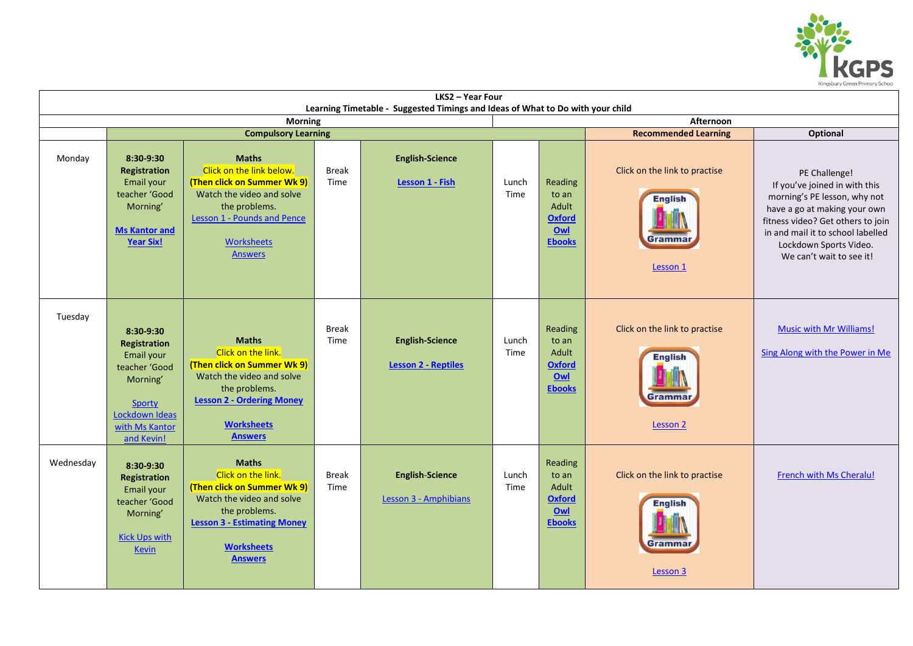| LKS2 – Year Four<br>Learning Timetable - Suggested Timings and Ideas of What to Do with your child | | | | | | | | |
|---|---|---|---|---|---|---|---|---|
| | Morning | | | | Afternoon | | | |
| | Compulsory Learning | | | | | | Recommended Learning | Optional |
| Monday | **8:30-9:30 Registration** Email your teacher 'Good Morning' **Ms Kantor and Year Six!** | **Maths** Click on the link below. **(Then click on Summer Wk 9)** Watch the video and solve the problems. Lesson 1 - Pounds and Pence Worksheets Answers | Break Time | **English-Science** **Lesson 1 - Fish** | Lunch Time | Reading to an Adult **Oxford Owl Ebooks** | Click on the link to practise English Grammar Lesson 1 | PE Challenge! If you've joined in with this morning's PE lesson, why not have a go at making your own fitness video? Get others to join in and mail it to school labelled Lockdown Sports Video. We can't wait to see it! |
| Tuesday | **8:30-9:30 Registration** Email your teacher 'Good Morning' Sporty Lockdown Ideas with Ms Kantor and Kevin! | **Maths** Click on the link. **(Then click on Summer Wk 9)** Watch the video and solve the problems. **Lesson 2 - Ordering Money** **Worksheets** **Answers** | Break Time | **English-Science** **Lesson 2 - Reptiles** | Lunch Time | Reading to an Adult **Oxford Owl Ebooks** | Click on the link to practise English Grammar Lesson 2 | Music with Mr Williams! Sing Along with the Power in Me |
| Wednesday | **8:30-9:30 Registration** Email your teacher 'Good Morning' Kick Ups with Kevin | **Maths** Click on the link. **(Then click on Summer Wk 9)** Watch the video and solve the problems. **Lesson 3 - Estimating Money** **Worksheets** **Answers** | Break Time | **English-Science** Lesson 3 - Amphibians | Lunch Time | Reading to an Adult **Oxford Owl Ebooks** | Click on the link to practise English Grammar Lesson 3 | French with Ms Cheralu! |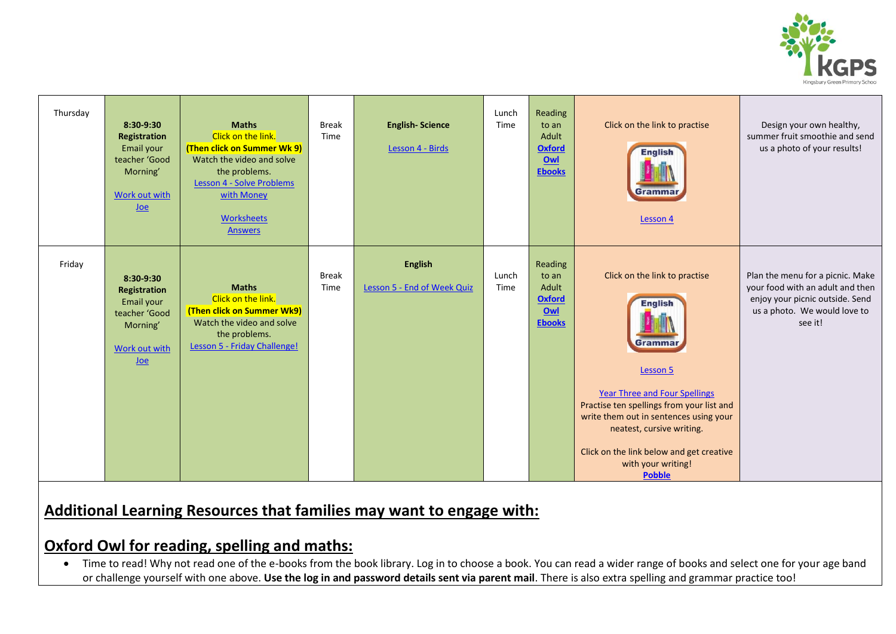| Thursday | **8:30-9:30 Registration** Email your teacher 'Good Morning' Work out with Joe | **Maths** Click on the link. **(Then click on Summer Wk 9)** Watch the video and solve the problems. Lesson 4 - Solve Problems with Money Worksheets Answers | Break Time | **English- Science** Lesson 4 - Birds | Lunch Time | Reading to an Adult **Oxford Owl Ebooks** | Click on the link to practise English Grammar Lesson 4 | Design your own healthy, summer fruit smoothie and send us a photo of your results! |
|---|---|---|---|---|---|---|---|---|
| Friday | **8:30-9:30 Registration** Email your teacher 'Good Morning' Work out with Joe | **Maths** Click on the link. **(Then click on Summer Wk9)** Watch the video and solve the problems. Lesson 5 - Friday Challenge! | Break Time | **English** Lesson 5 - End of Week Quiz | Lunch Time | Reading to an Adult **Oxford Owl Ebooks** | Click on the link to practise English Grammar Lesson 5 Year Three and Four Spellings Practise ten spellings from your list and write them out in sentences using your neatest, cursive writing. Click on the link below and get creative with your writing! **Pobble** | Plan the menu for a picnic. Make your food with an adult and then enjoy your picnic outside. Send us a photo. We would love to see it! |

## Additional Learning Resources that families may want to engage with:

## Oxford Owl for reading, spelling and maths:

- Time to read! Why not read one of the e-books from the book library. Log in to choose a book. You can read a wider range of books and select one for your age band or challenge yourself with one above. **Use the log in and password details sent via parent mail**. There is also extra spelling and grammar practice too!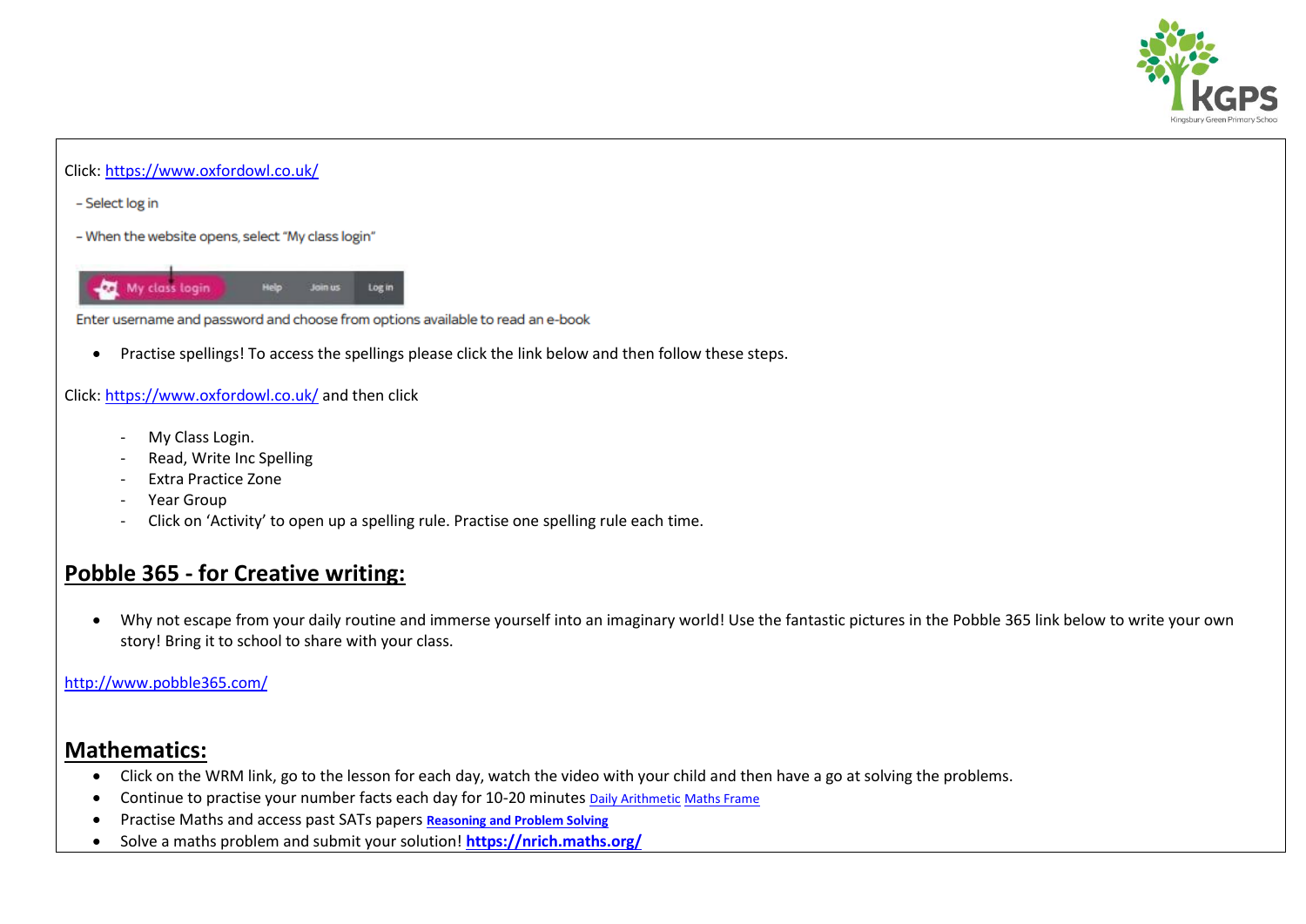Click: https://www.oxfordowl.co.uk/

- Select log in

- When the website opens, select "My class login"

Enter username and password and choose from options available to read an e-book

- Practise spellings! To access the spellings please click the link below and then follow these steps.

Click: https://www.oxfordowl.co.uk/ and then click

- My Class Login.
- Read, Write Inc Spelling
- Extra Practice Zone
- Year Group
- Click on 'Activity' to open up a spelling rule. Practise one spelling rule each time.

## Pobble 365 - for Creative writing:

- Why not escape from your daily routine and immerse yourself into an imaginary world! Use the fantastic pictures in the Pobble 365 link below to write your own story! Bring it to school to share with your class.

http://www.pobble365.com/

## Mathematics:

- Click on the WRM link, go to the lesson for each day, watch the video with your child and then have a go at solving the problems.
- Continue to practise your number facts each day for 10-20 minutes Daily Arithmetic Maths Frame
- Practise Maths and access past SATs papers **Reasoning and Problem Solving**
- Solve a maths problem and submit your solution! **https://nrich.maths.org/**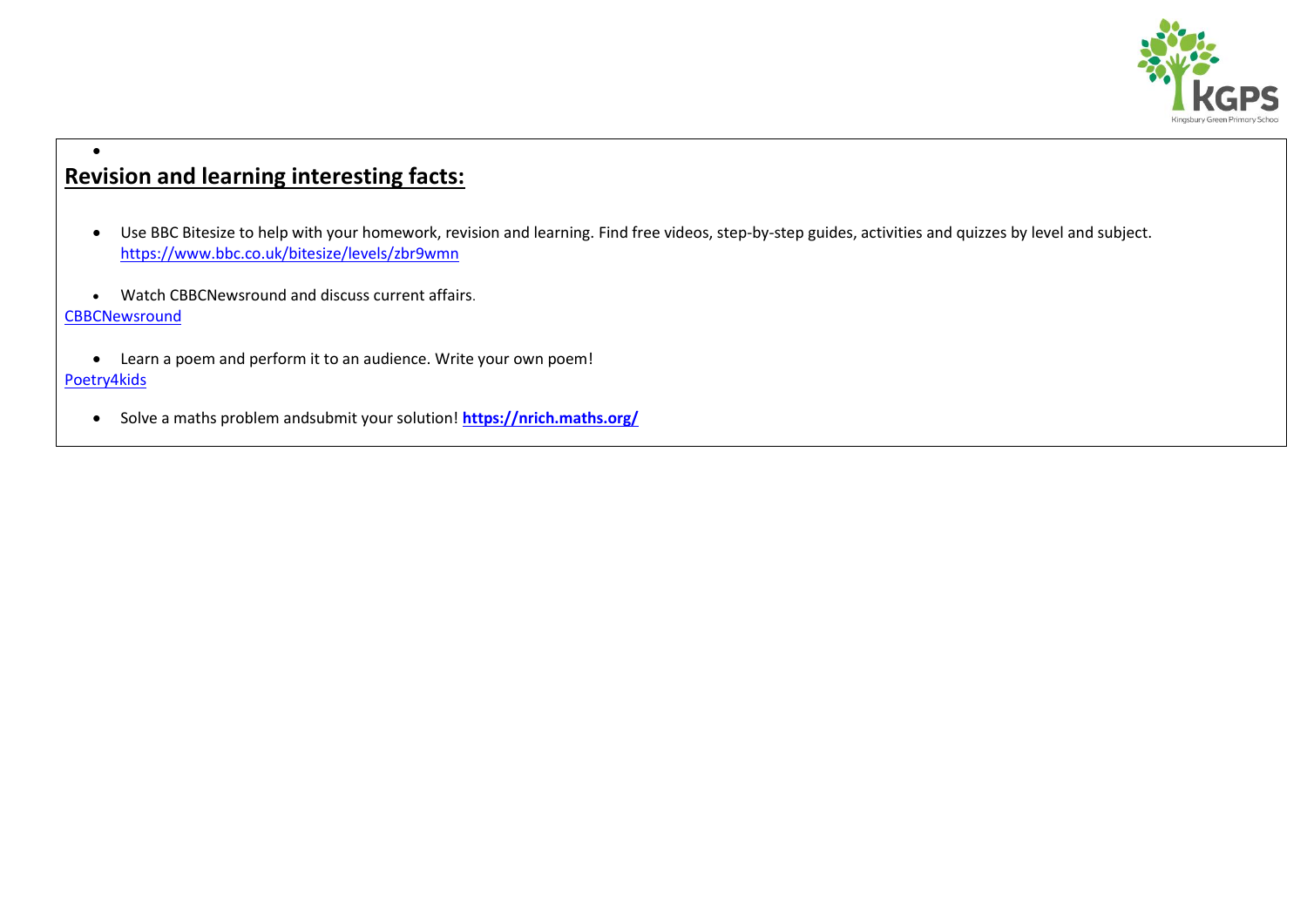## Revision and learning interesting facts:

- Use BBC Bitesize to help with your homework, revision and learning. Find free videos, step-by-step guides, activities and quizzes by level and subject. https://www.bbc.co.uk/bitesize/levels/zbr9wmn

- Watch CBBCNewsround and discuss current affairs.

CBBCNewsround

- Learn a poem and perform it to an audience. Write your own poem!

Poetry4kids

- Solve a maths problem andsubmit your solution! **https://nrich.maths.org/**